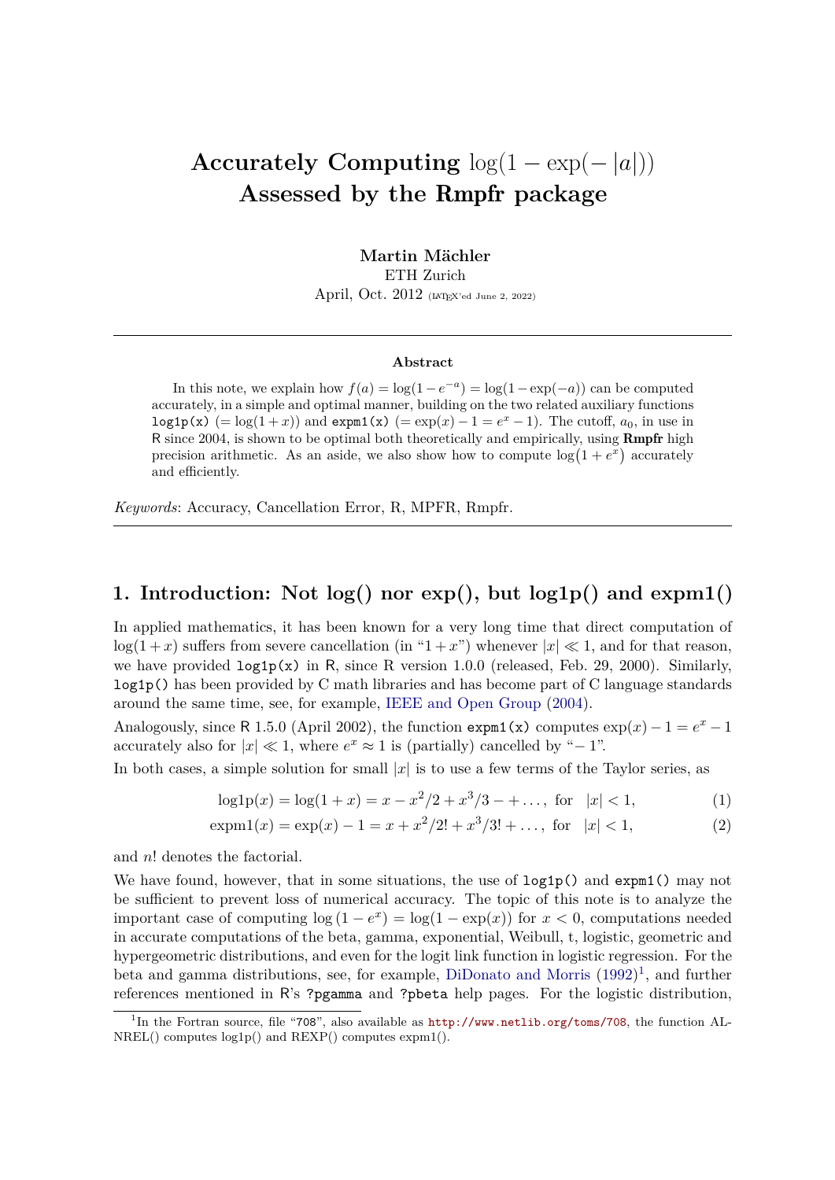# Accurately Computing $\log(1 - \exp(-|a|))$ Assessed by the Rmpfr package

**Martin Mächler**
ETH Zurich
April, Oct. 2012 (LaTeX'ed June 2, 2022)

### Abstract

In this note, we explain how $f(a) = \log(1 - e^{-a}) = \log(1 - \exp(-a))$ can be computed accurately, in a simple and optimal manner, building on the two related auxiliary functions `log1p(x)` $(= \log(1 + x))$ and `expm1(x)` $(= \exp(x) - 1 = e^x - 1)$. The cutoff, $a_0$, in use in R since 2004, is shown to be optimal both theoretically and empirically, using **Rmpfr** high precision arithmetic. As an aside, we also show how to compute $\log(1 + e^x)$ accurately and efficiently.

*Keywords*: Accuracy, Cancellation Error, R, MPFR, Rmpfr.

## 1. Introduction: Not log() nor exp(), but log1p() and expm1()

In applied mathematics, it has been known for a very long time that direct computation of $\log(1 + x)$ suffers from severe cancellation (in "$1 + x$") whenever $|x| \ll 1$, and for that reason, we have provided `log1p(x)` in R, since R version 1.0.0 (released, Feb. 29, 2000). Similarly, `log1p()` has been provided by C math libraries and has become part of C language standards around the same time, see, for example, IEEE and Open Group (2004).

Analogously, since R 1.5.0 (April 2002), the function `expm1(x)` computes $\exp(x) - 1 = e^x - 1$ accurately also for $|x| \ll 1$, where $e^x \approx 1$ is (partially) cancelled by "$-1$".

In both cases, a simple solution for small $|x|$ is to use a few terms of the Taylor series, as

$$\text{log1p}(x) = \log(1 + x) = x - x^2/2 + x^3/3 - + \ldots, \text{ for } |x| < 1, \tag{1}$$

$$\text{expm1}(x) = \exp(x) - 1 = x + x^2/2! + x^3/3! + \ldots, \text{ for } |x| < 1, \tag{2}$$

and $n!$ denotes the factorial.

We have found, however, that in some situations, the use of `log1p()` and `expm1()` may not be sufficient to prevent loss of numerical accuracy. The topic of this note is to analyze the important case of computing $\log(1 - e^x) = \log(1 - \exp(x))$ for $x < 0$, computations needed in accurate computations of the beta, gamma, exponential, Weibull, t, logistic, geometric and hypergeometric distributions, and even for the logit link function in logistic regression. For the beta and gamma distributions, see, for example, DiDonato and Morris (1992)[1], and further references mentioned in R's `?pgamma` and `?pbeta` help pages. For the logistic distribution,

[1] In the Fortran source, file "708", also available as http://www.netlib.org/toms/708, the function ALNREL() computes log1p() and REXP() computes expm1().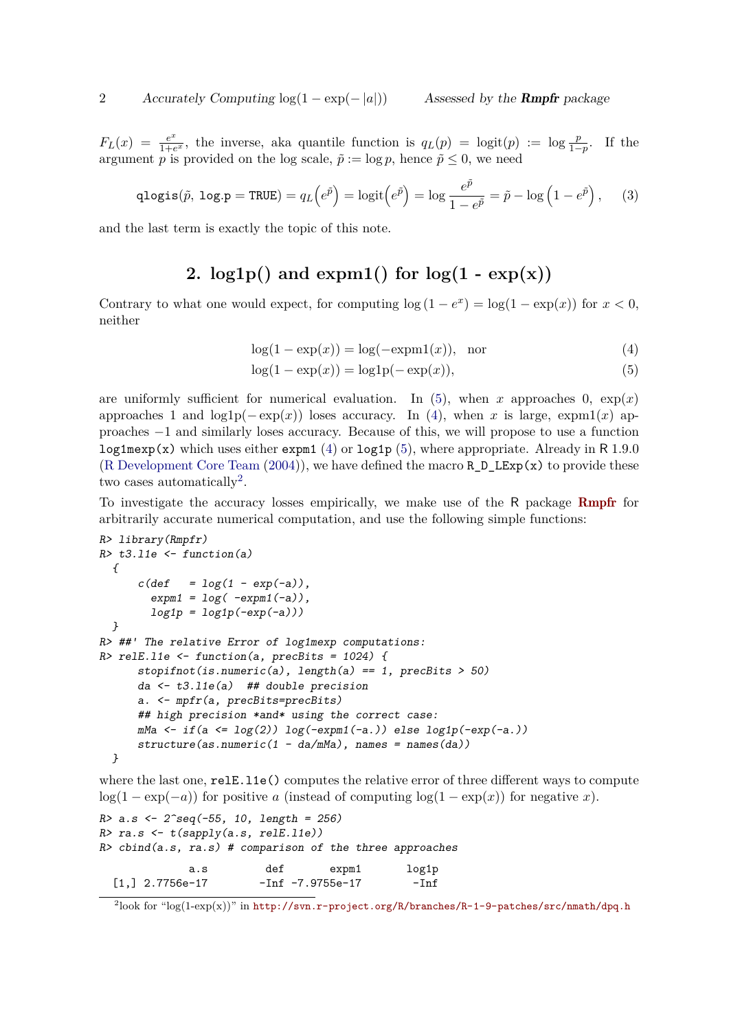$F_L(x) = \frac{e^x}{1+e^x}$, the inverse, aka quantile function is $q_L(p) = \text{logit}(p) := \log \frac{p}{1-p}$. If the argument $p$ is provided on the log scale, $\tilde{p} := \log p$, hence $\tilde{p} \le 0$, we need

$$\texttt{qlogis}(\tilde{p},\ \texttt{log.p = TRUE}) = q_L\left(e^{\tilde{p}}\right) = \text{logit}\left(e^{\tilde{p}}\right) = \log \frac{e^{\tilde{p}}}{1-e^{\tilde{p}}} = \tilde{p} - \log\left(1 - e^{\tilde{p}}\right), \tag{3}$$

and the last term is exactly the topic of this note.

## 2. log1p() and expm1() for log(1 - exp(x))

Contrary to what one would expect, for computing $\log(1 - e^x) = \log(1 - \exp(x))$ for $x < 0$, neither

$$\log(1 - \exp(x)) = \log(-\text{expm1}(x)), \quad \text{nor} \tag{4}$$

$$\log(1 - \exp(x)) = \text{log1p}(-\exp(x)), \tag{5}$$

are uniformly sufficient for numerical evaluation. In (5), when $x$ approaches 0, $\exp(x)$ approaches 1 and $\text{log1p}(-\exp(x))$ loses accuracy. In (4), when $x$ is large, $\text{expm1}(x)$ approaches $-1$ and similarly loses accuracy. Because of this, we will propose to use a function `log1mexp(x)` which uses either `expm1` (4) or `log1p` (5), where appropriate. Already in R 1.9.0 (R Development Core Team (2004)), we have defined the macro `R_D_LExp(x)` to provide these two cases automatically[2].

To investigate the accuracy losses empirically, we make use of the R package **Rmpfr** for arbitrarily accurate numerical computation, and use the following simple functions:

```
R> library(Rmpfr)
R> t3.l1e <- function(a)
  {
      c(def   = log(1 - exp(-a)),
        expm1 = log( -expm1(-a)),
        log1p = log1p(-exp(-a)))
  }
R> ##' The relative Error of log1mexp computations:
R> relE.l1e <- function(a, precBits = 1024) {
      stopifnot(is.numeric(a), length(a) == 1, precBits > 50)
      da <- t3.l1e(a)  ## double precision
      a. <- mpfr(a, precBits=precBits)
      ## high precision *and* using the correct case:
      mMa <- if(a <= log(2)) log(-expm1(-a.)) else log1p(-exp(-a.))
      structure(as.numeric(1 - da/mMa), names = names(da))
  }
```

where the last one, `relE.l1e()` computes the relative error of three different ways to compute $\log(1 - \exp(-a))$ for positive $a$ (instead of computing $\log(1 - \exp(x))$ for negative $x$).

```
R> a.s <- 2^seq(-55, 10, length = 256)
R> ra.s <- t(sapply(a.s, relE.l1e))
R> cbind(a.s, ra.s) # comparison of the three approaches

              a.s        def       expm1       log1p
  [1,] 2.7756e-17       -Inf -7.9755e-17        -Inf
```

[2] look for "log(1-exp(x))" in http://svn.r-project.org/R/branches/R-1-9-patches/src/nmath/dpq.h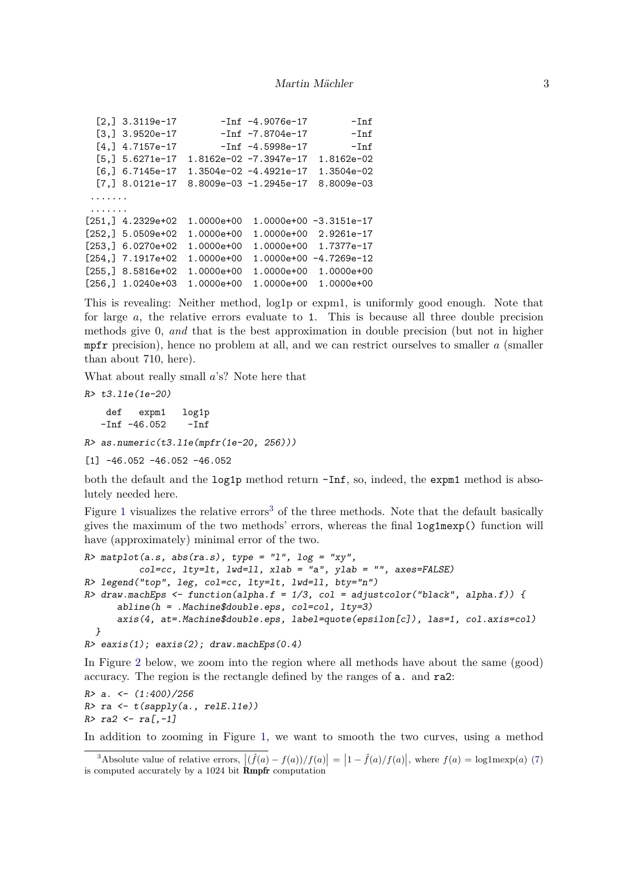```
  [2,] 3.3119e-17        -Inf -4.9076e-17        -Inf
  [3,] 3.9520e-17        -Inf -7.8704e-17        -Inf
  [4,] 4.7157e-17        -Inf -4.5998e-17        -Inf
  [5,] 5.6271e-17  1.8162e-02 -7.3947e-17  1.8162e-02
  [6,] 6.7145e-17  1.3504e-02 -4.4921e-17  1.3504e-02
  [7,] 8.0121e-17  8.8009e-03 -1.2945e-17  8.8009e-03
 .......
 .......
[251,] 4.2329e+02  1.0000e+00  1.0000e+00 -3.3151e-17
[252,] 5.0509e+02  1.0000e+00  1.0000e+00  2.9261e-17
[253,] 6.0270e+02  1.0000e+00  1.0000e+00  1.7377e-17
[254,] 7.1917e+02  1.0000e+00  1.0000e+00 -4.7269e-12
[255,] 8.5816e+02  1.0000e+00  1.0000e+00  1.0000e+00
[256,] 1.0240e+03  1.0000e+00  1.0000e+00  1.0000e+00
```

This is revealing: Neither method, log1p or expm1, is uniformly good enough. Note that for large $a$, the relative errors evaluate to `1`. This is because all three double precision methods give 0, *and* that is the best approximation in double precision (but not in higher `mpfr` precision), hence no problem at all, and we can restrict ourselves to smaller $a$ (smaller than about 710, here).

What about really small $a$'s? Note here that

```
R> t3.l1e(1e-20)

    def   expm1   log1p
   -Inf -46.052    -Inf

R> as.numeric(t3.l1e(mpfr(1e-20, 256)))

[1] -46.052 -46.052 -46.052
```

both the default and the `log1p` method return `-Inf`, so, indeed, the `expm1` method is absolutely needed here.

Figure 1 visualizes the relative errors[3] of the three methods. Note that the default basically gives the maximum of the two methods' errors, whereas the final `log1mexp()` function will have (approximately) minimal error of the two.

```
R> matplot(a.s, abs(ra.s), type = "l", log = "xy",
          col=cc, lty=lt, lwd=ll, xlab = "a", ylab = "", axes=FALSE)
R> legend("top", leg, col=cc, lty=lt, lwd=ll, bty="n")
R> draw.machEps <- function(alpha.f = 1/3, col = adjustcolor("black", alpha.f)) {
      abline(h = .Machine$double.eps, col=col, lty=3)
      axis(4, at=.Machine$double.eps, label=quote(epsilon[c]), las=1, col.axis=col)
  }
R> eaxis(1); eaxis(2); draw.machEps(0.4)
```

In Figure 2 below, we zoom into the region where all methods have about the same (good) accuracy. The region is the rectangle defined by the ranges of `a.` and `ra2`:

```
R> a. <- (1:400)/256
R> ra <- t(sapply(a., relE.l1e))
R> ra2 <- ra[,-1]
```

In addition to zooming in Figure 1, we want to smooth the two curves, using a method

[3] Absolute value of relative errors, $\left|(\hat{f}(a) - f(a))/f(a)\right| = \left|1 - \hat{f}(a)/f(a)\right|$, where $f(a) = \text{log1mexp}(a)$ (7) is computed accurately by a 1024 bit **Rmpfr** computation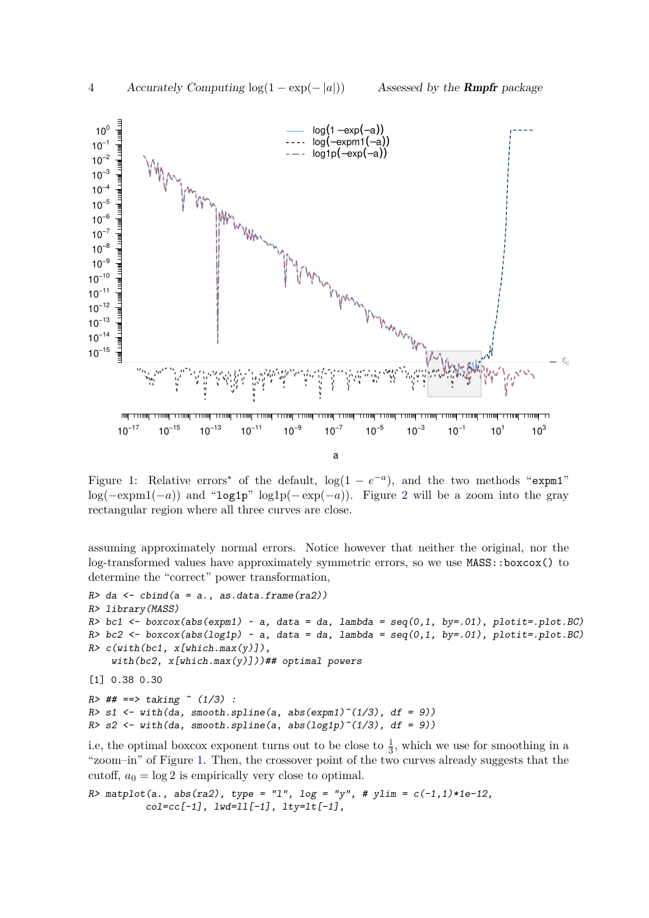Figure 1: Relative errors* of the default, $\log(1 - e^{-a})$, and the two methods "`expm1`" $\log(-\text{expm1}(-a))$ and "`log1p`" $\text{log1p}(-\exp(-a))$. Figure 2 will be a zoom into the gray rectangular region where all three curves are close.

assuming approximately normal errors. Notice however that neither the original, nor the log-transformed values have approximately symmetric errors, so we use `MASS::boxcox()` to determine the "correct" power transformation,

```
R> da <- cbind(a = a., as.data.frame(ra2))
R> library(MASS)
R> bc1 <- boxcox(abs(expm1) ~ a, data = da, lambda = seq(0,1, by=.01), plotit=.plot.BC)
R> bc2 <- boxcox(abs(log1p) ~ a, data = da, lambda = seq(0,1, by=.01), plotit=.plot.BC)
R> c(with(bc1, x[which.max(y)]),
     with(bc2, x[which.max(y)]))## optimal powers
```

```
[1] 0.38 0.30
```

```
R> ## ==> taking ^ (1/3) :
R> s1 <- with(da, smooth.spline(a, abs(expm1)^(1/3), df = 9))
R> s2 <- with(da, smooth.spline(a, abs(log1p)^(1/3), df = 9))
```

i.e, the optimal boxcox exponent turns out to be close to $\frac{1}{3}$, which we use for smoothing in a "zoom–in" of Figure 1. Then, the crossover point of the two curves already suggests that the cutoff, $a_0 = \log 2$ is empirically very close to optimal.

```
R> matplot(a., abs(ra2), type = "l", log = "y", # ylim = c(-1,1)*1e-12,
           col=cc[-1], lwd=ll[-1], lty=lt[-1],
```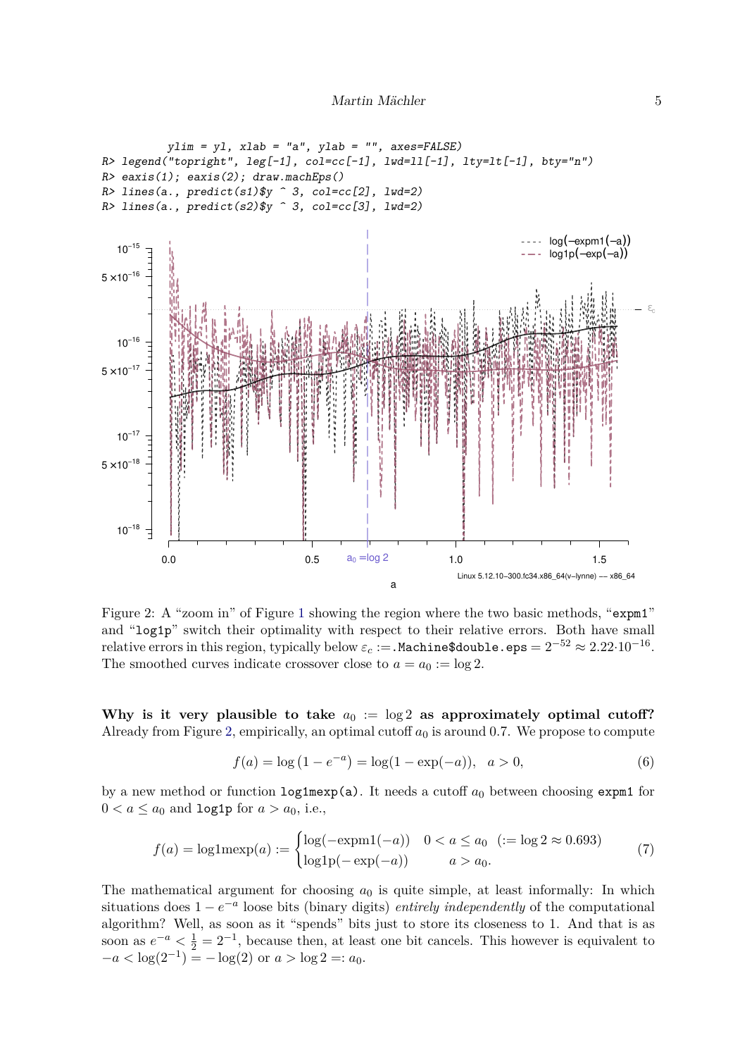```
        ylim = yl, xlab = "a", ylab = "", axes=FALSE)
R> legend("topright", leg[-1], col=cc[-1], lwd=1l[-1], lty=lt[-1], bty="n")
R> eaxis(1); eaxis(2); draw.machEps()
R> lines(a., predict(s1)$y ^ 3, col=cc[2], lwd=2)
R> lines(a., predict(s2)$y ^ 3, col=cc[3], lwd=2)
```

Figure 2: A "zoom in" of Figure 1 showing the region where the two basic methods, "`expm1`" and "`log1p`" switch their optimality with respect to their relative errors. Both have small relative errors in this region, typically below $\varepsilon_c :=$ `.Machine$double.eps` $= 2^{-52} \approx 2.22 \cdot 10^{-16}$. The smoothed curves indicate crossover close to $a = a_0 := \log 2$.

**Why is it very plausible to take $a_0 := \log 2$ as approximately optimal cutoff?** Already from Figure 2, empirically, an optimal cutoff $a_0$ is around 0.7. We propose to compute

$$f(a) = \log\left(1 - e^{-a}\right) = \log(1 - \exp(-a)), \quad a > 0, \tag{6}$$

by a new method or function `log1mexp(a)`. It needs a cutoff $a_0$ between choosing `expm1` for $0 < a \le a_0$ and `log1p` for $a > a_0$, i.e.,

$$f(a) = \mathrm{log1mexp}(a) := \begin{cases} \log(-\mathrm{expm1}(-a)) & 0 < a \le a_0 \quad (:= \log 2 \approx 0.693) \\ \mathrm{log1p}(-\exp(-a)) & \quad a > a_0. \end{cases} \tag{7}$$

The mathematical argument for choosing $a_0$ is quite simple, at least informally: In which situations does $1 - e^{-a}$ loose bits (binary digits) *entirely independently* of the computational algorithm? Well, as soon as it "spends" bits just to store its closeness to 1. And that is as soon as $e^{-a} < \frac{1}{2} = 2^{-1}$, because then, at least one bit cancels. This however is equivalent to $-a < \log(2^{-1}) = -\log(2)$ or $a > \log 2 =: a_0$.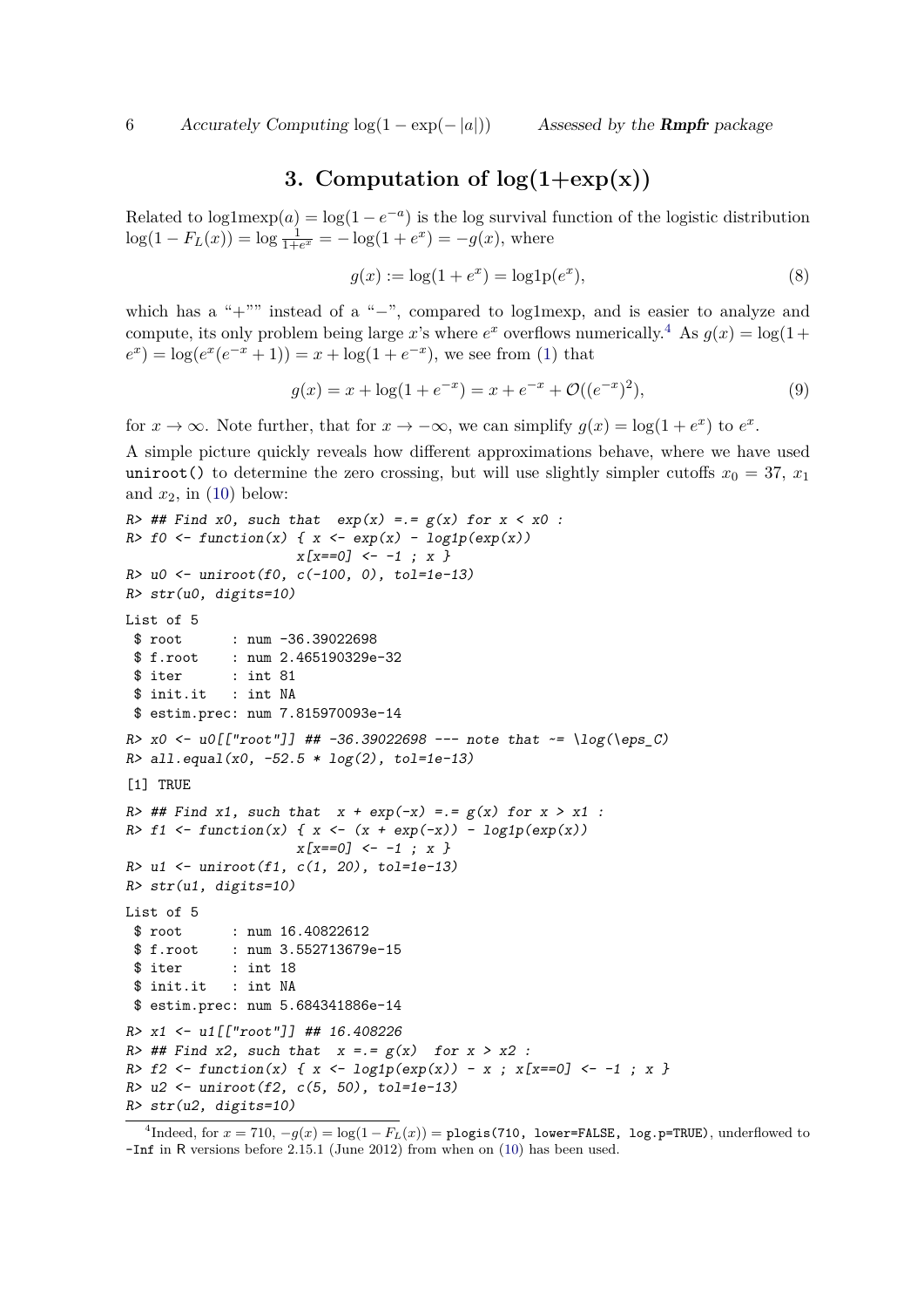## 3. Computation of log(1+exp(x))

Related to $\text{log1mexp}(a) = \log(1 - e^{-a})$ is the log survival function of the logistic distribution $\log(1 - F_L(x)) = \log \frac{1}{1+e^x} = -\log(1 + e^x) = -g(x)$, where

$$g(x) := \log(1 + e^x) = \text{log1p}(e^x), \tag{8}$$

which has a "+"" instead of a "−", compared to log1mexp, and is easier to analyze and compute, its only problem being large $x$'s where $e^x$ overflows numerically.[4] As $g(x) = \log(1 + e^x) = \log(e^x(e^{-x} + 1)) = x + \log(1 + e^{-x})$, we see from (1) that

$$g(x) = x + \log(1 + e^{-x}) = x + e^{-x} + \mathcal{O}((e^{-x})^2), \tag{9}$$

for $x \to \infty$. Note further, that for $x \to -\infty$, we can simplify $g(x) = \log(1 + e^x)$ to $e^x$.

A simple picture quickly reveals how different approximations behave, where we have used `uniroot()` to determine the zero crossing, but will use slightly simpler cutoffs $x_0 = 37$, $x_1$ and $x_2$, in (10) below:

```
R> ## Find x0, such that  exp(x) =.= g(x) for x < x0 :
R> f0 <- function(x) { x <- exp(x) - log1p(exp(x))
                      x[x==0] <- -1 ; x }
R> u0 <- uniroot(f0, c(-100, 0), tol=1e-13)
R> str(u0, digits=10)

List of 5
 $ root      : num -36.39022698
 $ f.root    : num 2.465190329e-32
 $ iter      : int 81
 $ init.it   : int NA
 $ estim.prec: num 7.815970093e-14

R> x0 <- u0[["root"]] ## -36.39022698 --- note that ~= \log(\eps_C)
R> all.equal(x0, -52.5 * log(2), tol=1e-13)

[1] TRUE

R> ## Find x1, such that  x + exp(-x) =.= g(x) for x > x1 :
R> f1 <- function(x) { x <- (x + exp(-x)) - log1p(exp(x))
                      x[x==0] <- -1 ; x }
R> u1 <- uniroot(f1, c(1, 20), tol=1e-13)
R> str(u1, digits=10)

List of 5
 $ root      : num 16.40822612
 $ f.root    : num 3.552713679e-15
 $ iter      : int 18
 $ init.it   : int NA
 $ estim.prec: num 5.684341886e-14

R> x1 <- u1[["root"]] ## 16.408226
R> ## Find x2, such that  x =.= g(x)  for x > x2 :
R> f2 <- function(x) { x <- log1p(exp(x)) - x ; x[x==0] <- -1 ; x }
R> u2 <- uniroot(f2, c(5, 50), tol=1e-13)
R> str(u2, digits=10)
```

[4] Indeed, for $x = 710$, $-g(x) = \log(1 - F_L(x)) =$ `plogis(710, lower=FALSE, log.p=TRUE)`, underflowed to `-Inf` in R versions before 2.15.1 (June 2012) from when on (10) has been used.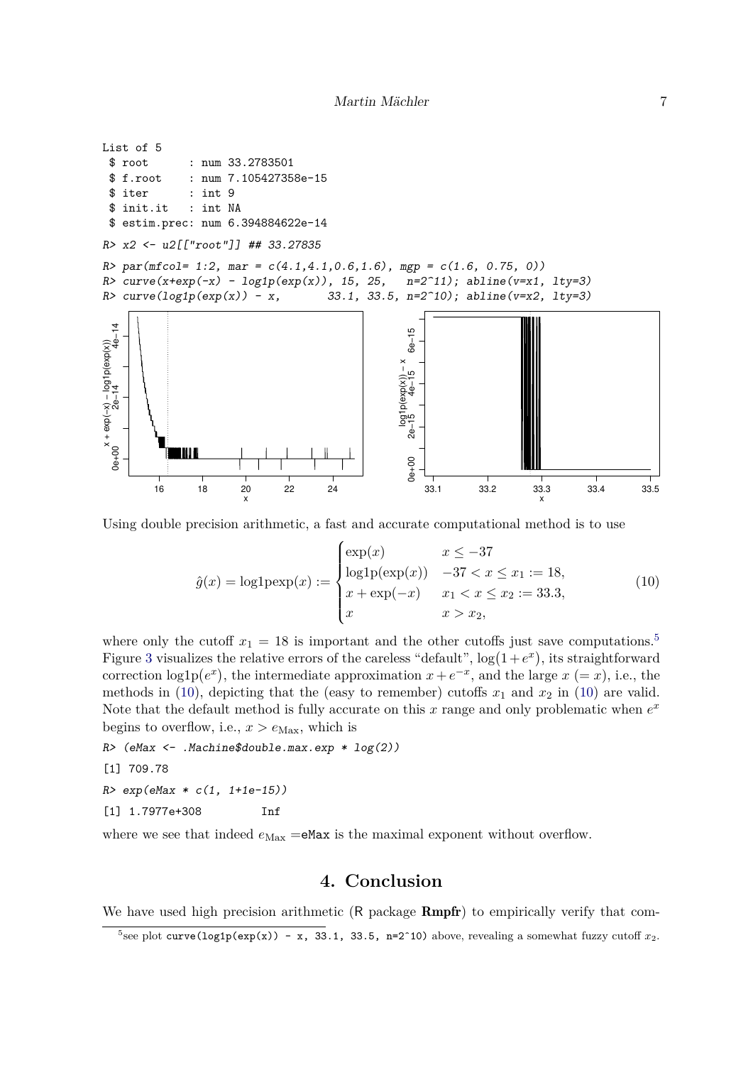```
List of 5
 $ root      : num 33.2783501
 $ f.root    : num 7.105427358e-15
 $ iter      : int 9
 $ init.it   : int NA
 $ estim.prec: num 6.394884622e-14
```

```
R> x2 <- u2[["root"]] ## 33.27835
```

```
R> par(mfcol= 1:2, mar = c(4.1,4.1,0.6,1.6), mgp = c(1.6, 0.75, 0))
R> curve(x+exp(-x) - log1p(exp(x)), 15, 25,   n=2^11); abline(v=x1, lty=3)
R> curve(log1p(exp(x)) - x,       33.1, 33.5, n=2^10); abline(v=x2, lty=3)
```

Using double precision arithmetic, a fast and accurate computational method is to use

$$\hat{g}(x) = \text{log1pexp}(x) := \begin{cases} \exp(x) & x \leq -37 \\ \text{log1p}(\exp(x)) & -37 < x \leq x_1 := 18, \\ x + \exp(-x) & x_1 < x \leq x_2 := 33.3, \\ x & x > x_2, \end{cases} \tag{10}$$

where only the cutoff $x_1 = 18$ is important and the other cutoffs just save computations.[5] Figure 3 visualizes the relative errors of the careless "default", $\log(1+e^x)$, its straightforward correction $\text{log1p}(e^x)$, the intermediate approximation $x + e^{-x}$, and the large $x$ ($= x$), i.e., the methods in (10), depicting that the (easy to remember) cutoffs $x_1$ and $x_2$ in (10) are valid. Note that the default method is fully accurate on this $x$ range and only problematic when $e^x$ begins to overflow, i.e., $x > e_{\text{Max}}$, which is

```
R> (eMax <- .Machine$double.max.exp * log(2))
[1] 709.78
R> exp(eMax * c(1, 1+1e-15))
[1] 1.7977e+308         Inf
```

where we see that indeed $e_{\text{Max}} =$`eMax` is the maximal exponent without overflow.

# 4. Conclusion

We have used high precision arithmetic (R package **Rmpfr**) to empirically verify that com-

[5] see plot `curve(log1p(exp(x)) - x, 33.1, 33.5, n=2^10)` above, revealing a somewhat fuzzy cutoff $x_2$.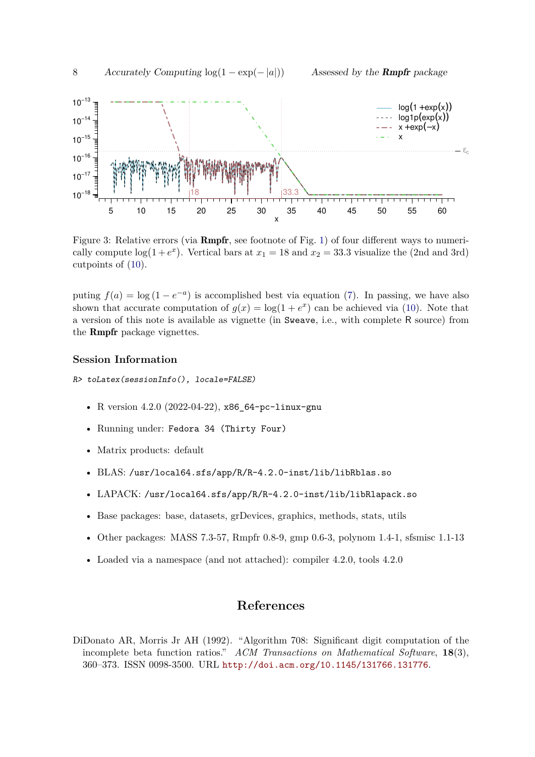Figure 3: Relative errors (via **Rmpfr**, see footnote of Fig. 1) of four different ways to numerically compute $\log(1+e^x)$. Vertical bars at $x_1 = 18$ and $x_2 = 33.3$ visualize the (2nd and 3rd) cutpoints of (10).

puting $f(a) = \log(1 - e^{-a})$ is accomplished best via equation (7). In passing, we have also shown that accurate computation of $g(x) = \log(1 + e^x)$ can be achieved via (10). Note that a version of this note is available as vignette (in `Sweave`, i.e., with complete R source) from the **Rmpfr** package vignettes.

### Session Information

```
R> toLatex(sessionInfo(), locale=FALSE)
```

- R version 4.2.0 (2022-04-22), `x86_64-pc-linux-gnu`
- Running under: `Fedora 34 (Thirty Four)`
- Matrix products: default
- BLAS: `/usr/local64.sfs/app/R/R-4.2.0-inst/lib/libRblas.so`
- LAPACK: `/usr/local64.sfs/app/R/R-4.2.0-inst/lib/libRlapack.so`
- Base packages: base, datasets, grDevices, graphics, methods, stats, utils
- Other packages: MASS 7.3-57, Rmpfr 0.8-9, gmp 0.6-3, polynom 1.4-1, sfsmisc 1.1-13
- Loaded via a namespace (and not attached): compiler 4.2.0, tools 4.2.0

# References

DiDonato AR, Morris Jr AH (1992). "Algorithm 708: Significant digit computation of the incomplete beta function ratios." *ACM Transactions on Mathematical Software*, **18**(3), 360–373. ISSN 0098-3500. URL http://doi.acm.org/10.1145/131766.131776.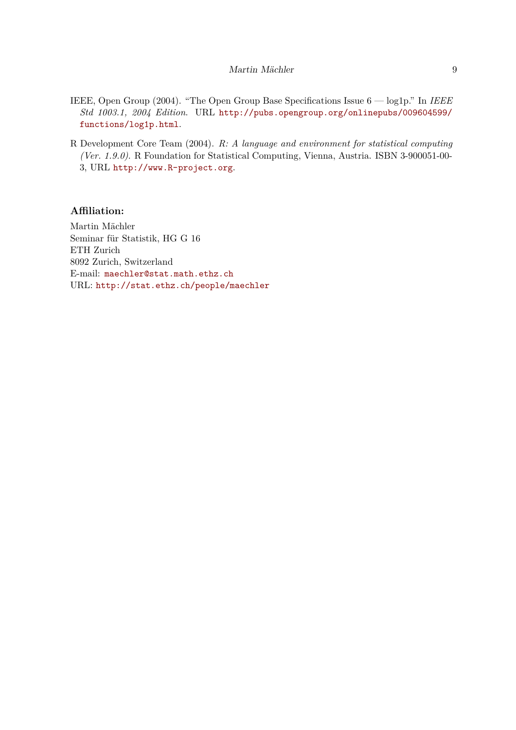IEEE, Open Group (2004). "The Open Group Base Specifications Issue 6 — log1p." In *IEEE Std 1003.1, 2004 Edition*. URL http://pubs.opengroup.org/onlinepubs/009604599/functions/log1p.html.

R Development Core Team (2004). *R: A language and environment for statistical computing (Ver. 1.9.0)*. R Foundation for Statistical Computing, Vienna, Austria. ISBN 3-900051-00-3, URL http://www.R-project.org.

**Affiliation:**

Martin Mächler
Seminar für Statistik, HG G 16
ETH Zurich
8092 Zurich, Switzerland
E-mail: maechler@stat.math.ethz.ch
URL: http://stat.ethz.ch/people/maechler